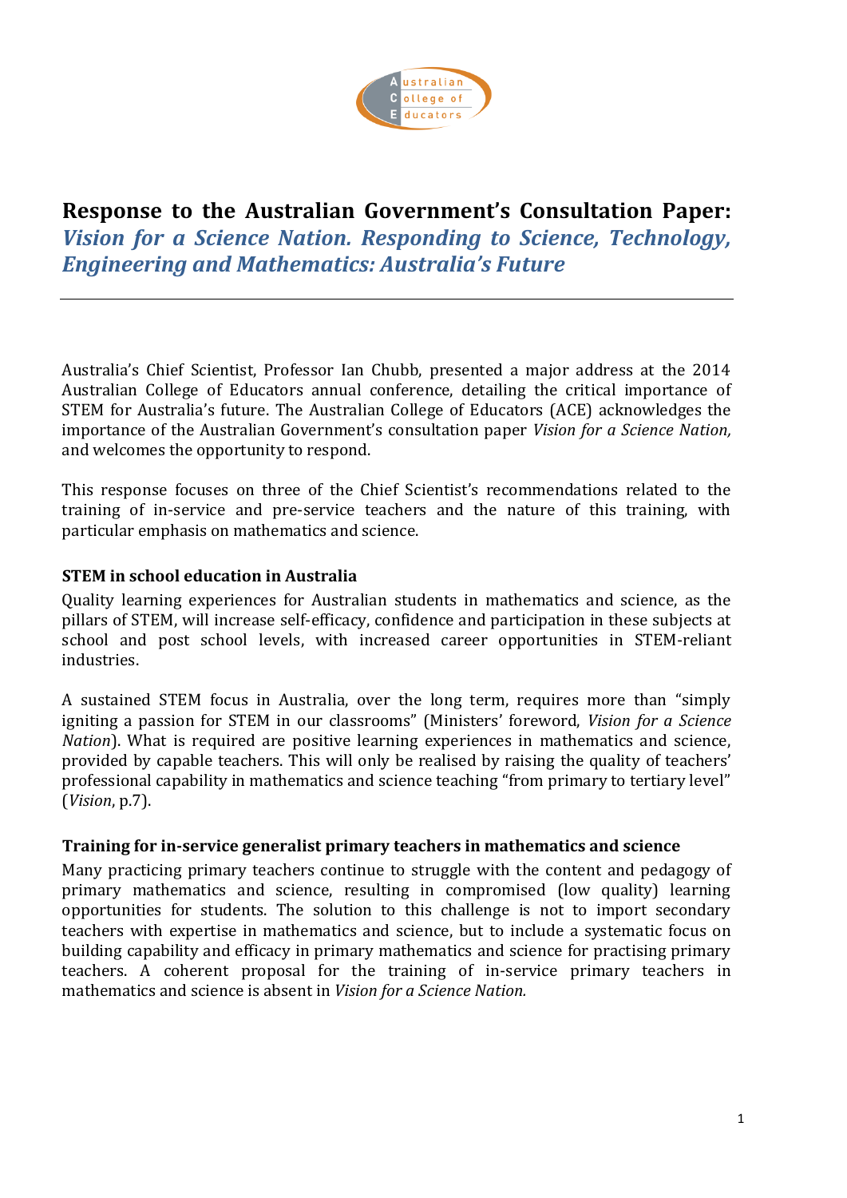# Response to the Australian Government's Consultation Paper: *Vision for a Science Nation. Responding to Science, Technology, Engineering and Mathematics: Australia's Future*

Australia's Chief Scientist, Professor Ian Chubb, presented a major address at the 2014 Australian College of Educators annual conference, detailing the critical importance of STEM for Australia's future. The Australian College of Educators (ACE) acknowledges the importance of the Australian Government's consultation paper *Vision for a Science Nation,* and welcomes the opportunity to respond.

This response focuses on three of the Chief Scientist's recommendations related to the training of in-service and pre-service teachers and the nature of this training, with particular emphasis on mathematics and science.

### STEM in school education in Australia

Quality learning experiences for Australian students in mathematics and science, as the pillars of STEM, will increase self-efficacy, confidence and participation in these subjects at school and post school levels, with increased career opportunities in STEM-reliant industries.

A sustained STEM focus in Australia, over the long term, requires more than "simply igniting a passion for STEM in our classrooms" (Ministers' foreword, *Vision for a Science Nation*). What is required are positive learning experiences in mathematics and science, provided by capable teachers. This will only be realised by raising the quality of teachers' professional capability in mathematics and science teaching "from primary to tertiary level" (*Vision*, p.7).

### Training for in-service generalist primary teachers in mathematics and science

Many practicing primary teachers continue to struggle with the content and pedagogy of primary mathematics and science, resulting in compromised (low quality) learning opportunities for students. The solution to this challenge is not to import secondary teachers with expertise in mathematics and science, but to include a systematic focus on building capability and efficacy in primary mathematics and science for practising primary teachers. A coherent proposal for the training of in-service primary teachers in mathematics and science is absent in *Vision for a Science Nation.*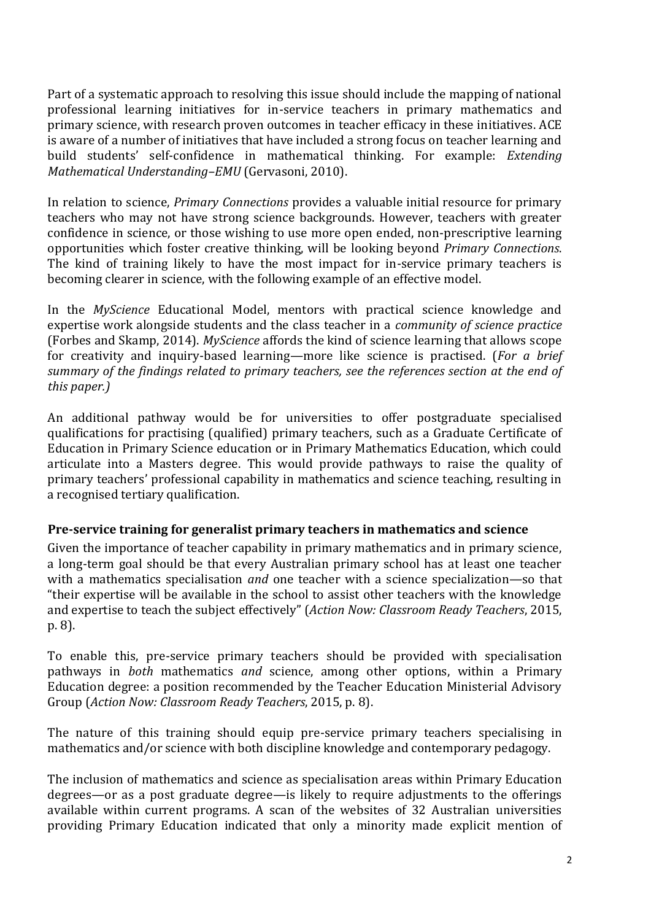Part of a systematic approach to resolving this issue should include the mapping of national professional learning initiatives for in-service teachers in primary mathematics and primary science, with research proven outcomes in teacher efficacy in these initiatives. ACE is aware of a number of initiatives that have included a strong focus on teacher learning and build students' self-confidence in mathematical thinking. For example: *Extending Mathematical Understanding–EMU* (Gervasoni, 2010).

In relation to science, *Primary Connections* provides a valuable initial resource for primary teachers who may not have strong science backgrounds. However, teachers with greater confidence in science, or those wishing to use more open ended, non-prescriptive learning opportunities which foster creative thinking, will be looking beyond *Primary Connections*. The kind of training likely to have the most impact for in-service primary teachers is becoming clearer in science, with the following example of an effective model.

In the *MyScience* Educational Model, mentors with practical science knowledge and expertise work alongside students and the class teacher in a *community of science practice* (Forbes and Skamp, 2014). *MyScience* affords the kind of science learning that allows scope for creativity and inquiry-based learning—more like science is practised. (*For a brief summary of the findings related to primary teachers, see the references section at the end of this paper.)*

An additional pathway would be for universities to offer postgraduate specialised qualifications for practising (qualified) primary teachers, such as a Graduate Certificate of Education in Primary Science education or in Primary Mathematics Education, which could articulate into a Masters degree. This would provide pathways to raise the quality of primary teachers' professional capability in mathematics and science teaching, resulting in a recognised tertiary qualification.

### Pre-service training for generalist primary teachers in mathematics and science

Given the importance of teacher capability in primary mathematics and in primary science, a long-term goal should be that every Australian primary school has at least one teacher with a mathematics specialisation *and* one teacher with a science specialization—so that "their expertise will be available in the school to assist other teachers with the knowledge and expertise to teach the subject effectively" (*Action Now: Classroom Ready Teachers*, 2015, p. 8).

To enable this, pre-service primary teachers should be provided with specialisation pathways in *both* mathematics *and* science, among other options, within a Primary Education degree: a position recommended by the Teacher Education Ministerial Advisory Group (*Action Now: Classroom Ready Teachers*, 2015, p. 8).

The nature of this training should equip pre-service primary teachers specialising in mathematics and/or science with both discipline knowledge and contemporary pedagogy.

The inclusion of mathematics and science as specialisation areas within Primary Education degrees—or as a post graduate degree—is likely to require adjustments to the offerings available within current programs. A scan of the websites of 32 Australian universities providing Primary Education indicated that only a minority made explicit mention of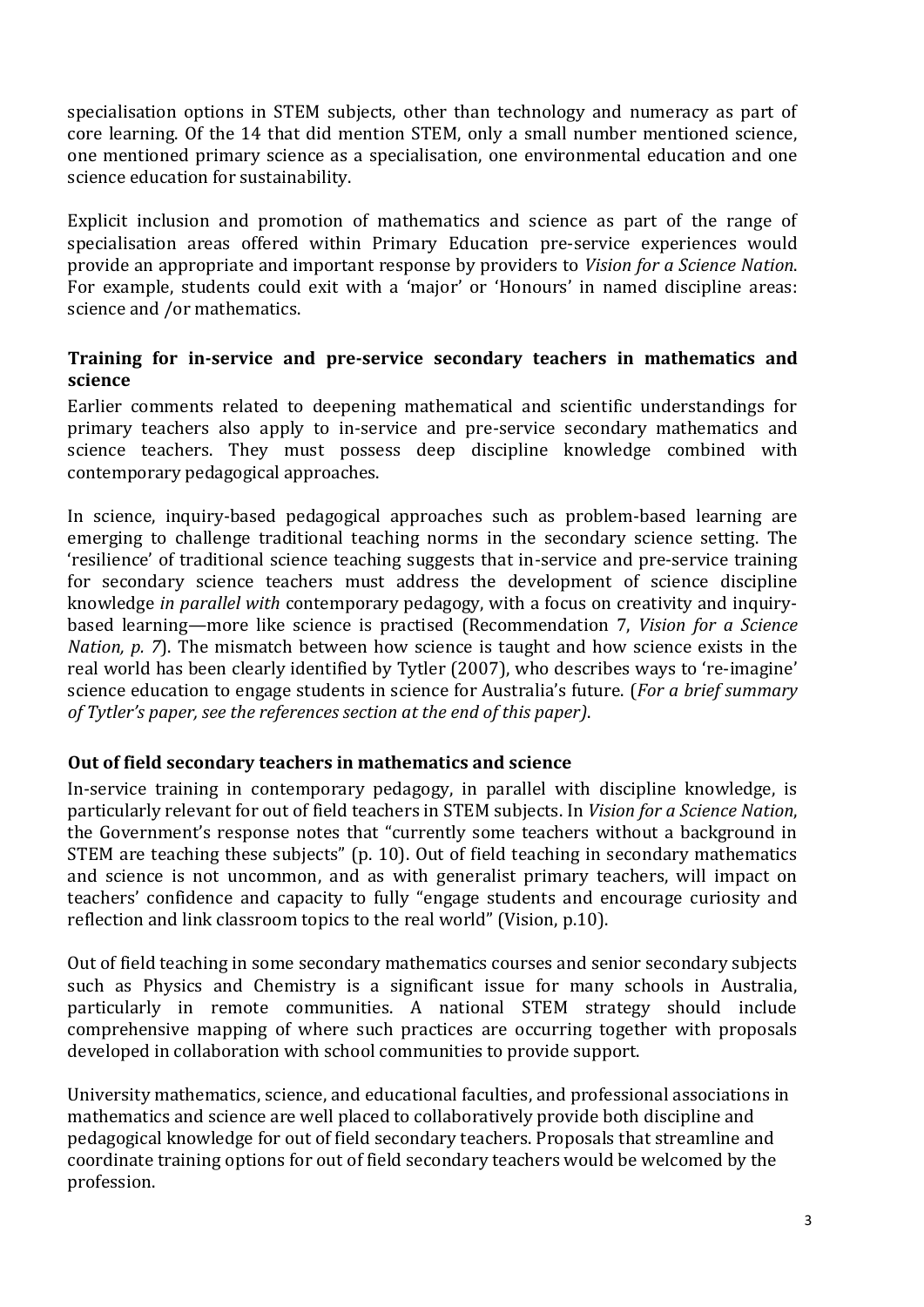specialisation options in STEM subjects, other than technology and numeracy as part of core learning. Of the 14 that did mention STEM, only a small number mentioned science, one mentioned primary science as a specialisation, one environmental education and one science education for sustainability.

Explicit inclusion and promotion of mathematics and science as part of the range of specialisation areas offered within Primary Education pre-service experiences would provide an appropriate and important response by providers to *Vision for a Science Nation*. For example, students could exit with a 'major' or 'Honours' in named discipline areas: science and /or mathematics.

### Training for in-service and pre-service secondary teachers in mathematics and science

Earlier comments related to deepening mathematical and scientific understandings for primary teachers also apply to in-service and pre-service secondary mathematics and science teachers. They must possess deep discipline knowledge combined with contemporary pedagogical approaches.

In science, inquiry-based pedagogical approaches such as problem-based learning are emerging to challenge traditional teaching norms in the secondary science setting. The 'resilience' of traditional science teaching suggests that in-service and pre-service training for secondary science teachers must address the development of science discipline knowledge *in parallel with* contemporary pedagogy, with a focus on creativity and inquiry-based learning—more like science is practised (Recommendation 7, *Vision for a Science Nation, p. 7*). The mismatch between how science is taught and how science exists in the real world has been clearly identified by Tytler (2007), who describes ways to 're-imagine' science education to engage students in science for Australia's future. (*For a brief summary of Tytler's paper, see the references section at the end of this paper)*.

### Out of field secondary teachers in mathematics and science

In-service training in contemporary pedagogy, in parallel with discipline knowledge, is particularly relevant for out of field teachers in STEM subjects. In *Vision for a Science Nation*, the Government's response notes that "currently some teachers without a background in STEM are teaching these subjects" (p. 10). Out of field teaching in secondary mathematics and science is not uncommon, and as with generalist primary teachers, will impact on teachers' confidence and capacity to fully "engage students and encourage curiosity and reflection and link classroom topics to the real world" (Vision, p.10).

Out of field teaching in some secondary mathematics courses and senior secondary subjects such as Physics and Chemistry is a significant issue for many schools in Australia, particularly in remote communities. A national STEM strategy should include comprehensive mapping of where such practices are occurring together with proposals developed in collaboration with school communities to provide support.

University mathematics, science, and educational faculties, and professional associations in mathematics and science are well placed to collaboratively provide both discipline and pedagogical knowledge for out of field secondary teachers. Proposals that streamline and coordinate training options for out of field secondary teachers would be welcomed by the profession.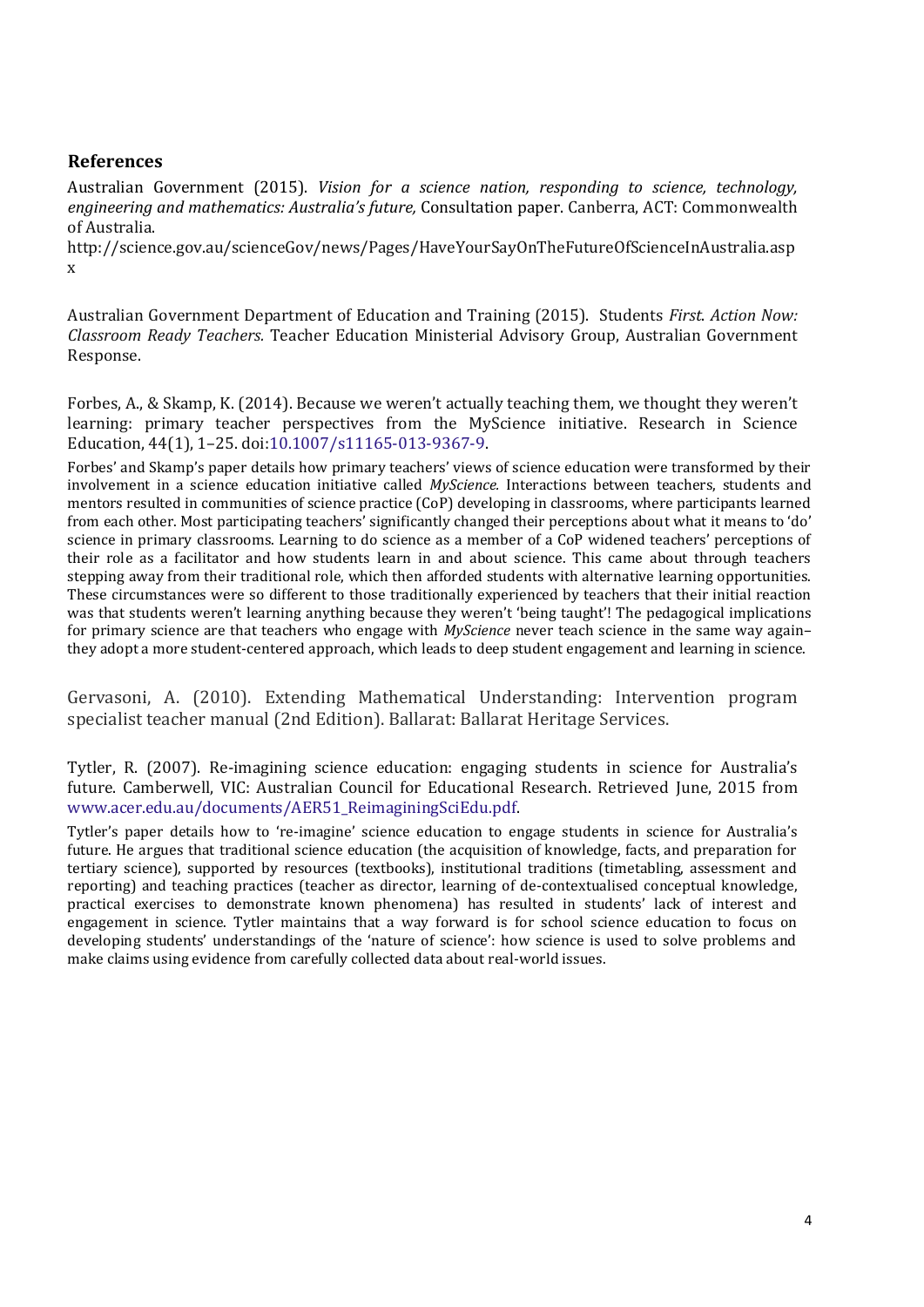## References

Australian Government (2015). *Vision for a science nation, responding to science, technology, engineering and mathematics: Australia's future,* Consultation paper. Canberra, ACT: Commonwealth of Australia.
http://science.gov.au/scienceGov/news/Pages/HaveYourSayOnTheFutureOfScienceInAustralia.aspx

Australian Government Department of Education and Training (2015). Students *First*. *Action Now: Classroom Ready Teachers.* Teacher Education Ministerial Advisory Group, Australian Government Response.

Forbes, A., & Skamp, K. (2014). Because we weren't actually teaching them, we thought they weren't learning: primary teacher perspectives from the MyScience initiative. Research in Science Education, 44(1), 1–25. doi:10.1007/s11165-013-9367-9.

Forbes' and Skamp's paper details how primary teachers' views of science education were transformed by their involvement in a science education initiative called *MyScience.* Interactions between teachers, students and mentors resulted in communities of science practice (CoP) developing in classrooms, where participants learned from each other. Most participating teachers' significantly changed their perceptions about what it means to 'do' science in primary classrooms. Learning to do science as a member of a CoP widened teachers' perceptions of their role as a facilitator and how students learn in and about science. This came about through teachers stepping away from their traditional role, which then afforded students with alternative learning opportunities. These circumstances were so different to those traditionally experienced by teachers that their initial reaction was that students weren't learning anything because they weren't 'being taught'! The pedagogical implications for primary science are that teachers who engage with *MyScience* never teach science in the same way again– they adopt a more student-centered approach, which leads to deep student engagement and learning in science.

Gervasoni, A. (2010). Extending Mathematical Understanding: Intervention program specialist teacher manual (2nd Edition). Ballarat: Ballarat Heritage Services.

Tytler, R. (2007). Re-imagining science education: engaging students in science for Australia's future. Camberwell, VIC: Australian Council for Educational Research. Retrieved June, 2015 from www.acer.edu.au/documents/AER51_ReimaginingSciEdu.pdf.

Tytler's paper details how to 're-imagine' science education to engage students in science for Australia's future. He argues that traditional science education (the acquisition of knowledge, facts, and preparation for tertiary science), supported by resources (textbooks), institutional traditions (timetabling, assessment and reporting) and teaching practices (teacher as director, learning of de-contextualised conceptual knowledge, practical exercises to demonstrate known phenomena) has resulted in students' lack of interest and engagement in science. Tytler maintains that a way forward is for school science education to focus on developing students' understandings of the 'nature of science': how science is used to solve problems and make claims using evidence from carefully collected data about real-world issues.